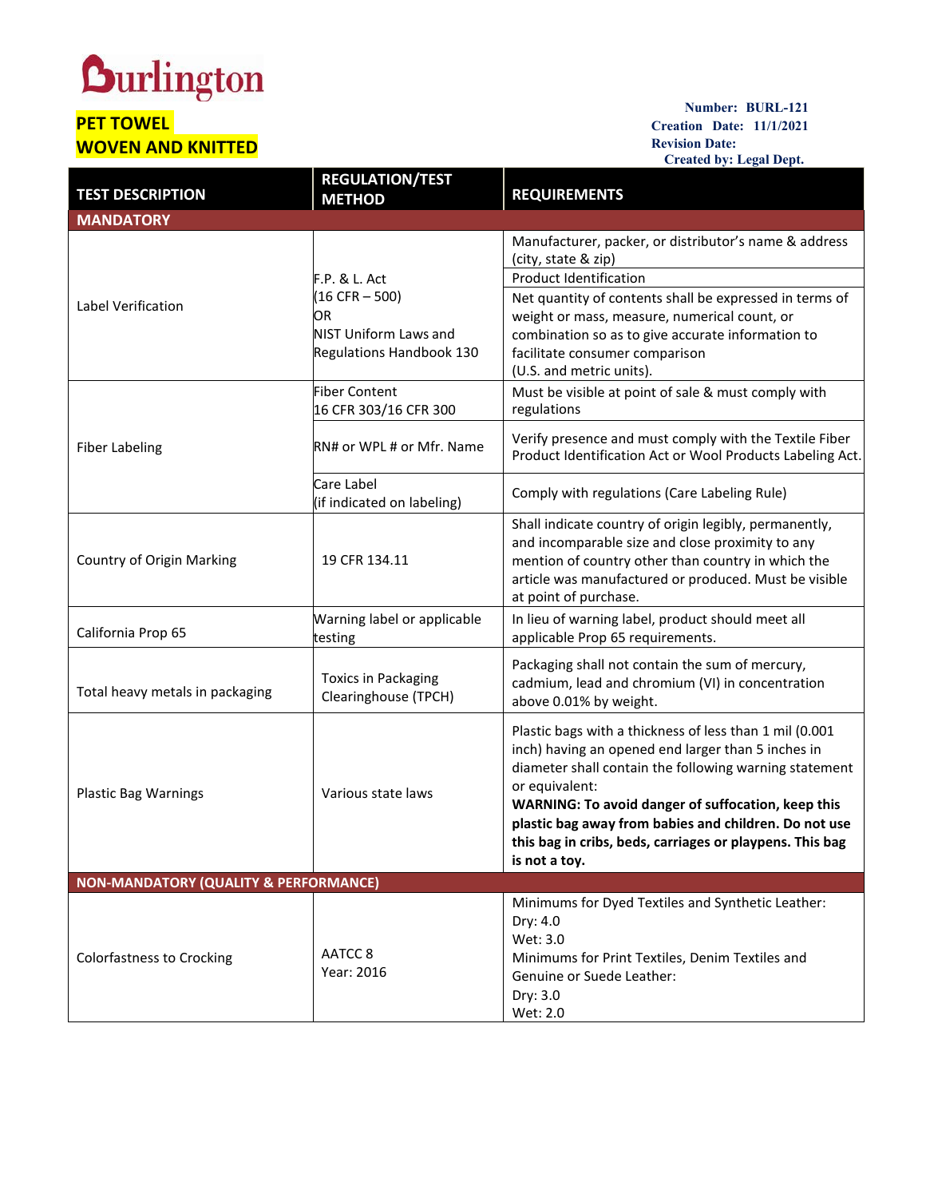Burlington

**PET TOWEL**
**WOVEN AND KNITTED**

**Number: BURL-121**
**Creation Date: 11/1/2021**
**Revision Date:**
**Created by: Legal Dept.**

| TEST DESCRIPTION | REGULATION/TEST METHOD | REQUIREMENTS |
|---|---|---|
| **MANDATORY** | | |
| Label Verification | F.P. & L. Act (16 CFR – 500) OR NIST Uniform Laws and Regulations Handbook 130 | Manufacturer, packer, or distributor's name & address (city, state & zip) |
| | | Product Identification |
| | | Net quantity of contents shall be expressed in terms of weight or mass, measure, numerical count, or combination so as to give accurate information to facilitate consumer comparison (U.S. and metric units). |
| Fiber Labeling | Fiber Content 16 CFR 303/16 CFR 300 | Must be visible at point of sale & must comply with regulations |
| | RN# or WPL # or Mfr. Name | Verify presence and must comply with the Textile Fiber Product Identification Act or Wool Products Labeling Act. |
| | Care Label (if indicated on labeling) | Comply with regulations (Care Labeling Rule) |
| Country of Origin Marking | 19 CFR 134.11 | Shall indicate country of origin legibly, permanently, and incomparable size and close proximity to any mention of country other than country in which the article was manufactured or produced. Must be visible at point of purchase. |
| California Prop 65 | Warning label or applicable testing | In lieu of warning label, product should meet all applicable Prop 65 requirements. |
| Total heavy metals in packaging | Toxics in Packaging Clearinghouse (TPCH) | Packaging shall not contain the sum of mercury, cadmium, lead and chromium (VI) in concentration above 0.01% by weight. |
| Plastic Bag Warnings | Various state laws | Plastic bags with a thickness of less than 1 mil (0.001 inch) having an opened end larger than 5 inches in diameter shall contain the following warning statement or equivalent: **WARNING: To avoid danger of suffocation, keep this plastic bag away from babies and children. Do not use this bag in cribs, beds, carriages or playpens. This bag is not a toy.** |
| **NON-MANDATORY (QUALITY & PERFORMANCE)** | | |
| Colorfastness to Crocking | AATCC 8 Year: 2016 | Minimums for Dyed Textiles and Synthetic Leather: Dry: 4.0 Wet: 3.0 Minimums for Print Textiles, Denim Textiles and Genuine or Suede Leather: Dry: 3.0 Wet: 2.0 |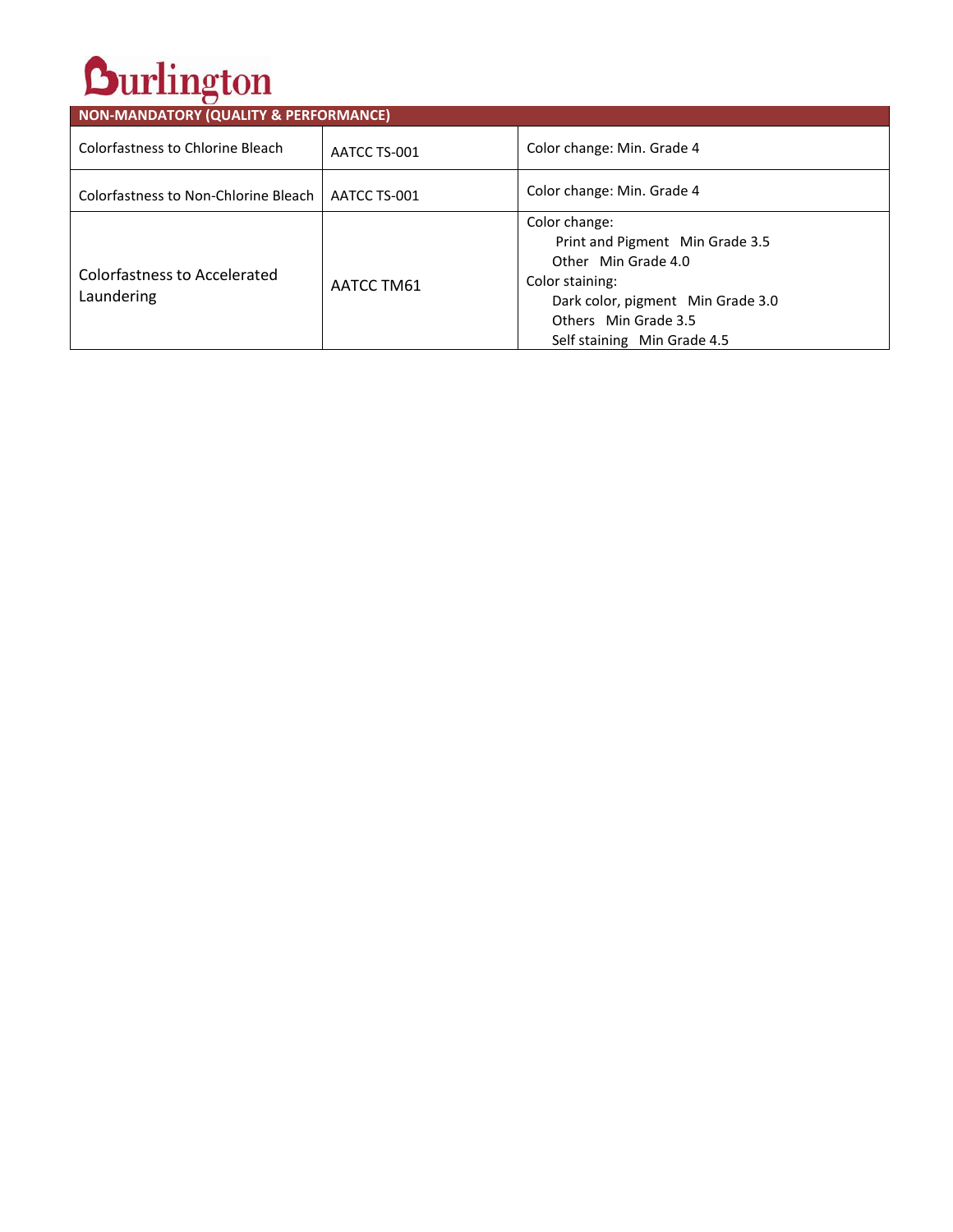Burlington

| NON-MANDATORY (QUALITY & PERFORMANCE) | | |
|---|---|---|
| Colorfastness to Chlorine Bleach | AATCC TS-001 | Color change: Min. Grade 4 |
| Colorfastness to Non-Chlorine Bleach | AATCC TS-001 | Color change: Min. Grade 4 |
| Colorfastness to Accelerated Laundering | AATCC TM61 | Color change:<br>Print and Pigment Min Grade 3.5<br>Other Min Grade 4.0<br>Color staining:<br>Dark color, pigment Min Grade 3.0<br>Others Min Grade 3.5<br>Self staining Min Grade 4.5 |